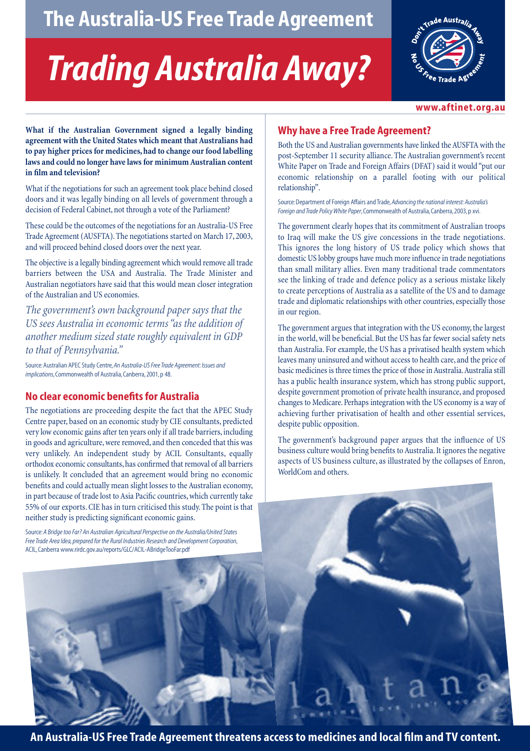# The Australia-US Free Trade Agreement

# *Trading Australia Away?*

Don't Trade Australia Away
No US Free Trade Agreement

**www.aftinet.org.au**

**What if the Australian Government signed a legally binding agreement with the United States which meant that Australians had to pay higher prices for medicines, had to change our food labelling laws and could no longer have laws for minimum Australian content in film and television?**

What if the negotiations for such an agreement took place behind closed doors and it was legally binding on all levels of government through a decision of Federal Cabinet, not through a vote of the Parliament?

These could be the outcomes of the negotiations for an Australia-US Free Trade Agreement (AUSFTA). The negotiations started on March 17, 2003, and will proceed behind closed doors over the next year.

The objective is a legally binding agreement which would remove all trade barriers between the USA and Australia. The Trade Minister and Australian negotiators have said that this would mean closer integration of the Australian and US economies.

*The government's own background paper says that the US sees Australia in economic terms "as the addition of another medium sized state roughly equivalent in GDP to that of Pennsylvania."*

Source: Australian APEC Study Centre, *An Australia-US Free Trade Agreement: Issues and implications*, Commonwealth of Australia, Canberra, 2001, p 48.

## No clear economic benefits for Australia

The negotiations are proceeding despite the fact that the APEC Study Centre paper, based on an economic study by CIE consultants, predicted very low economic gains after ten years only if all trade barriers, including in goods and agriculture, were removed, and then conceded that this was very unlikely. An independent study by ACIL Consultants, equally orthodox economic consultants, has confirmed that removal of all barriers is unlikely. It concluded that an agreement would bring no economic benefits and could actually mean slight losses to the Australian economy, in part because of trade lost to Asia Pacific countries, which currently take 55% of our exports. CIE has in turn criticised this study. The point is that neither study is predicting significant economic gains.

Source: *A Bridge too Far? An Australian Agricultural Perspective on the Australia/United States Free Trade Area Idea, prepared for the Rural Industries Research and Development Corporation*, ACIL, Canberra www.rirdc.gov.au/reports/GLC/ACIL-ABridgeTooFar.pdf

## Why have a Free Trade Agreement?

Both the US and Australian governments have linked the AUSFTA with the post-September 11 security alliance. The Australian government's recent White Paper on Trade and Foreign Affairs (DFAT) said it would "put our economic relationship on a parallel footing with our political relationship".

Source: Department of Foreign Affairs and Trade, *Advancing the national interest: Australia's Foreign and Trade Policy White Paper*, Commonwealth of Australia, Canberra, 2003, p xvi.

The government clearly hopes that its commitment of Australian troops to Iraq will make the US give concessions in the trade negotiations. This ignores the long history of US trade policy which shows that domestic US lobby groups have much more influence in trade negotiations than small military allies. Even many traditional trade commentators see the linking of trade and defence policy as a serious mistake likely to create perceptions of Australia as a satellite of the US and to damage trade and diplomatic relationships with other countries, especially those in our region.

The government argues that integration with the US economy, the largest in the world, will be beneficial. But the US has far fewer social safety nets than Australia. For example, the US has a privatised health system which leaves many uninsured and without access to health care, and the price of basic medicines is three times the price of those in Australia. Australia still has a public health insurance system, which has strong public support, despite government promotion of private health insurance, and proposed changes to Medicare. Perhaps integration with the US economy is a way of achieving further privatisation of health and other essential services, despite public opposition.

The government's background paper argues that the influence of US business culture would bring benefits to Australia. It ignores the negative aspects of US business culture, as illustrated by the collapses of Enron, WorldCom and others.

**An Australia-US Free Trade Agreement threatens access to medicines and local film and TV content.**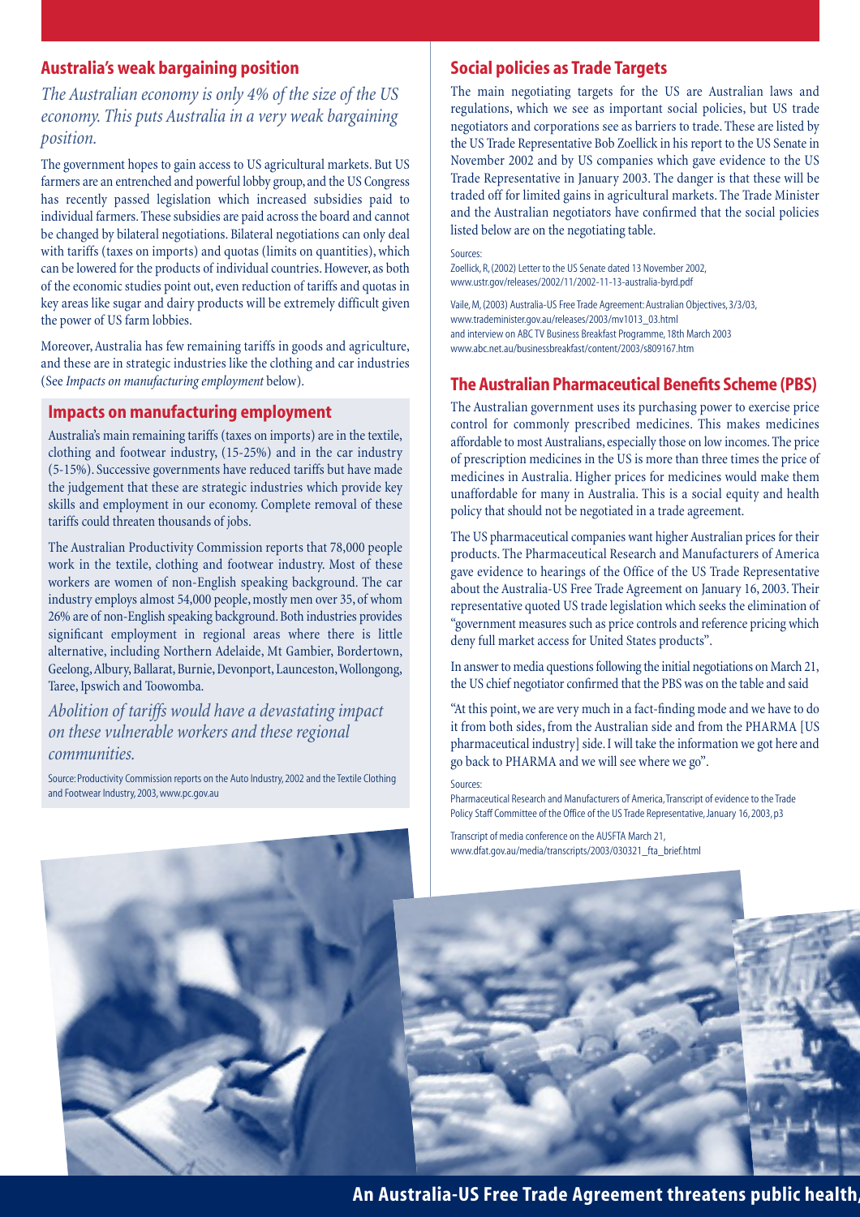## Australia's weak bargaining position

*The Australian economy is only 4% of the size of the US economy. This puts Australia in a very weak bargaining position.*

The government hopes to gain access to US agricultural markets. But US farmers are an entrenched and powerful lobby group, and the US Congress has recently passed legislation which increased subsidies paid to individual farmers. These subsidies are paid across the board and cannot be changed by bilateral negotiations. Bilateral negotiations can only deal with tariffs (taxes on imports) and quotas (limits on quantities), which can be lowered for the products of individual countries. However, as both of the economic studies point out, even reduction of tariffs and quotas in key areas like sugar and dairy products will be extremely difficult given the power of US farm lobbies.

Moreover, Australia has few remaining tariffs in goods and agriculture, and these are in strategic industries like the clothing and car industries (See *Impacts on manufacturing employment* below).

## Impacts on manufacturing employment

Australia's main remaining tariffs (taxes on imports) are in the textile, clothing and footwear industry, (15-25%) and in the car industry (5-15%). Successive governments have reduced tariffs but have made the judgement that these are strategic industries which provide key skills and employment in our economy. Complete removal of these tariffs could threaten thousands of jobs.

The Australian Productivity Commission reports that 78,000 people work in the textile, clothing and footwear industry. Most of these workers are women of non-English speaking background. The car industry employs almost 54,000 people, mostly men over 35, of whom 26% are of non-English speaking background. Both industries provides significant employment in regional areas where there is little alternative, including Northern Adelaide, Mt Gambier, Bordertown, Geelong, Albury, Ballarat, Burnie, Devonport, Launceston, Wollongong, Taree, Ipswich and Toowomba.

*Abolition of tariffs would have a devastating impact on these vulnerable workers and these regional communities.*

Source: Productivity Commission reports on the Auto Industry, 2002 and the Textile Clothing and Footwear Industry, 2003, www.pc.gov.au

## Social policies as Trade Targets

The main negotiating targets for the US are Australian laws and regulations, which we see as important social policies, but US trade negotiators and corporations see as barriers to trade. These are listed by the US Trade Representative Bob Zoellick in his report to the US Senate in November 2002 and by US companies which gave evidence to the US Trade Representative in January 2003. The danger is that these will be traded off for limited gains in agricultural markets. The Trade Minister and the Australian negotiators have confirmed that the social policies listed below are on the negotiating table.

Sources:
Zoellick, R, (2002) Letter to the US Senate dated 13 November 2002, www.ustr.gov/releases/2002/11/2002-11-13-australia-byrd.pdf

Vaile, M, (2003) Australia-US Free Trade Agreement: Australian Objectives, 3/3/03, www.trademinister.gov.au/releases/2003/mv1013_03.html and interview on ABC TV Business Breakfast Programme, 18th March 2003 www.abc.net.au/businessbreakfast/content/2003/s809167.htm

## The Australian Pharmaceutical Benefits Scheme (PBS)

The Australian government uses its purchasing power to exercise price control for commonly prescribed medicines. This makes medicines affordable to most Australians, especially those on low incomes. The price of prescription medicines in the US is more than three times the price of medicines in Australia. Higher prices for medicines would make them unaffordable for many in Australia. This is a social equity and health policy that should not be negotiated in a trade agreement.

The US pharmaceutical companies want higher Australian prices for their products. The Pharmaceutical Research and Manufacturers of America gave evidence to hearings of the Office of the US Trade Representative about the Australia-US Free Trade Agreement on January 16, 2003. Their representative quoted US trade legislation which seeks the elimination of "government measures such as price controls and reference pricing which deny full market access for United States products".

In answer to media questions following the initial negotiations on March 21, the US chief negotiator confirmed that the PBS was on the table and said

"At this point, we are very much in a fact-finding mode and we have to do it from both sides, from the Australian side and from the PHARMA [US pharmaceutical industry] side. I will take the information we got here and go back to PHARMA and we will see where we go".

Sources:
Pharmaceutical Research and Manufacturers of America, Transcript of evidence to the Trade Policy Staff Committee of the Office of the US Trade Representative, January 16, 2003, p3

Transcript of media conference on the AUSFTA March 21, www.dfat.gov.au/media/transcripts/2003/030321_fta_brief.html

**An Australia-US Free Trade Agreement threatens public health,**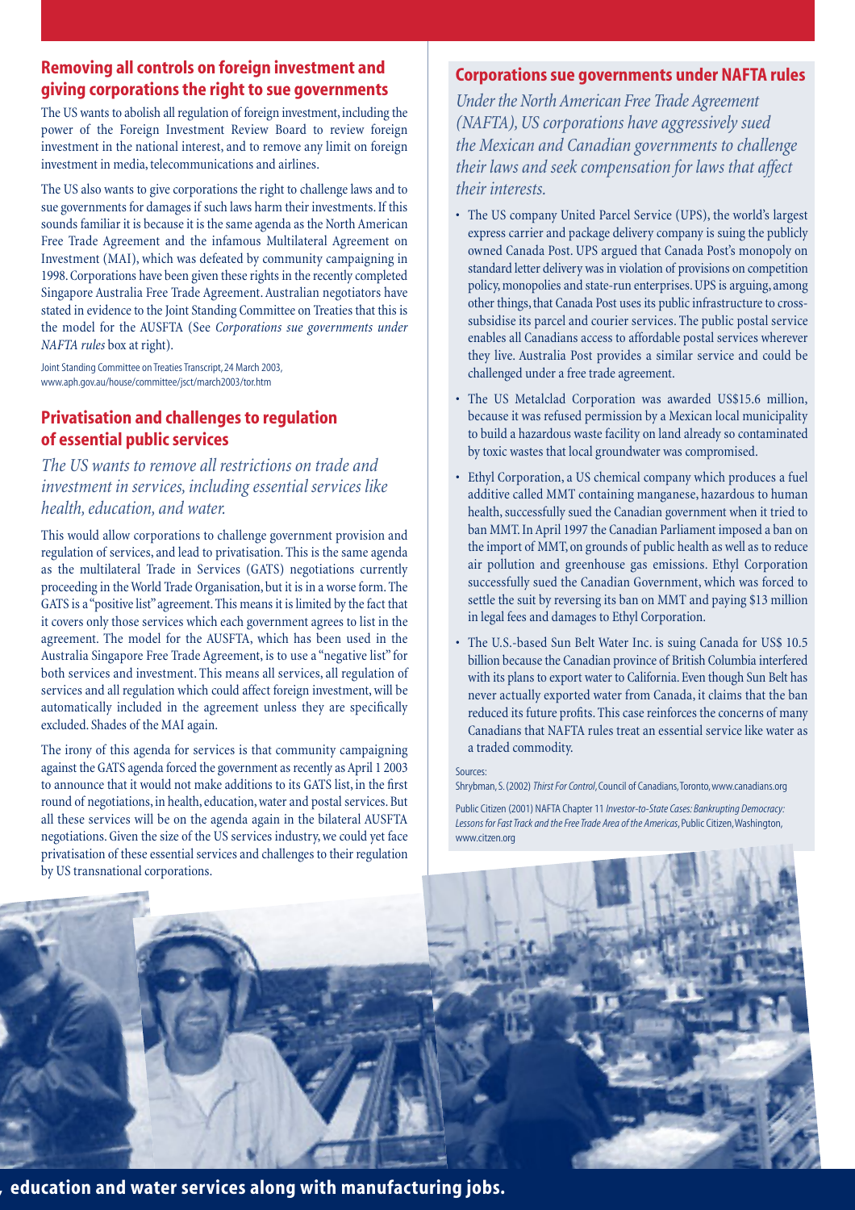## Removing all controls on foreign investment and giving corporations the right to sue governments

The US wants to abolish all regulation of foreign investment, including the power of the Foreign Investment Review Board to review foreign investment in the national interest, and to remove any limit on foreign investment in media, telecommunications and airlines.

The US also wants to give corporations the right to challenge laws and to sue governments for damages if such laws harm their investments. If this sounds familiar it is because it is the same agenda as the North American Free Trade Agreement and the infamous Multilateral Agreement on Investment (MAI), which was defeated by community campaigning in 1998. Corporations have been given these rights in the recently completed Singapore Australia Free Trade Agreement. Australian negotiators have stated in evidence to the Joint Standing Committee on Treaties that this is the model for the AUSFTA (See *Corporations sue governments under NAFTA rules* box at right).

Joint Standing Committee on Treaties Transcript, 24 March 2003, www.aph.gov.au/house/committee/jsct/march2003/tor.htm

## Privatisation and challenges to regulation of essential public services

*The US wants to remove all restrictions on trade and investment in services, including essential services like health, education, and water.*

This would allow corporations to challenge government provision and regulation of services, and lead to privatisation. This is the same agenda as the multilateral Trade in Services (GATS) negotiations currently proceeding in the World Trade Organisation, but it is in a worse form. The GATS is a "positive list" agreement. This means it is limited by the fact that it covers only those services which each government agrees to list in the agreement. The model for the AUSFTA, which has been used in the Australia Singapore Free Trade Agreement, is to use a "negative list" for both services and investment. This means all services, all regulation of services and all regulation which could affect foreign investment, will be automatically included in the agreement unless they are specifically excluded. Shades of the MAI again.

The irony of this agenda for services is that community campaigning against the GATS agenda forced the government as recently as April 1 2003 to announce that it would not make additions to its GATS list, in the first round of negotiations, in health, education, water and postal services. But all these services will be on the agenda again in the bilateral AUSFTA negotiations. Given the size of the US services industry, we could yet face privatisation of these essential services and challenges to their regulation by US transnational corporations.

## Corporations sue governments under NAFTA rules

*Under the North American Free Trade Agreement (NAFTA), US corporations have aggressively sued the Mexican and Canadian governments to challenge their laws and seek compensation for laws that affect their interests.*

- The US company United Parcel Service (UPS), the world's largest express carrier and package delivery company is suing the publicly owned Canada Post. UPS argued that Canada Post's monopoly on standard letter delivery was in violation of provisions on competition policy, monopolies and state-run enterprises. UPS is arguing, among other things, that Canada Post uses its public infrastructure to cross-subsidise its parcel and courier services. The public postal service enables all Canadians access to affordable postal services wherever they live. Australia Post provides a similar service and could be challenged under a free trade agreement.
- The US Metalclad Corporation was awarded US$15.6 million, because it was refused permission by a Mexican local municipality to build a hazardous waste facility on land already so contaminated by toxic wastes that local groundwater was compromised.
- Ethyl Corporation, a US chemical company which produces a fuel additive called MMT containing manganese, hazardous to human health, successfully sued the Canadian government when it tried to ban MMT. In April 1997 the Canadian Parliament imposed a ban on the import of MMT, on grounds of public health as well as to reduce air pollution and greenhouse gas emissions. Ethyl Corporation successfully sued the Canadian Government, which was forced to settle the suit by reversing its ban on MMT and paying $13 million in legal fees and damages to Ethyl Corporation.
- The U.S.-based Sun Belt Water Inc. is suing Canada for US$ 10.5 billion because the Canadian province of British Columbia interfered with its plans to export water to California. Even though Sun Belt has never actually exported water from Canada, it claims that the ban reduced its future profits. This case reinforces the concerns of many Canadians that NAFTA rules treat an essential service like water as a traded commodity.

Sources:

Shrybman, S. (2002) *Thirst For Control*, Council of Canadians, Toronto, www.canadians.org

Public Citizen (2001) NAFTA Chapter 11 *Investor-to-State Cases: Bankrupting Democracy: Lessons for Fast Track and the Free Trade Area of the Americas*, Public Citizen, Washington, www.citzen.org

**, education and water services along with manufacturing jobs.**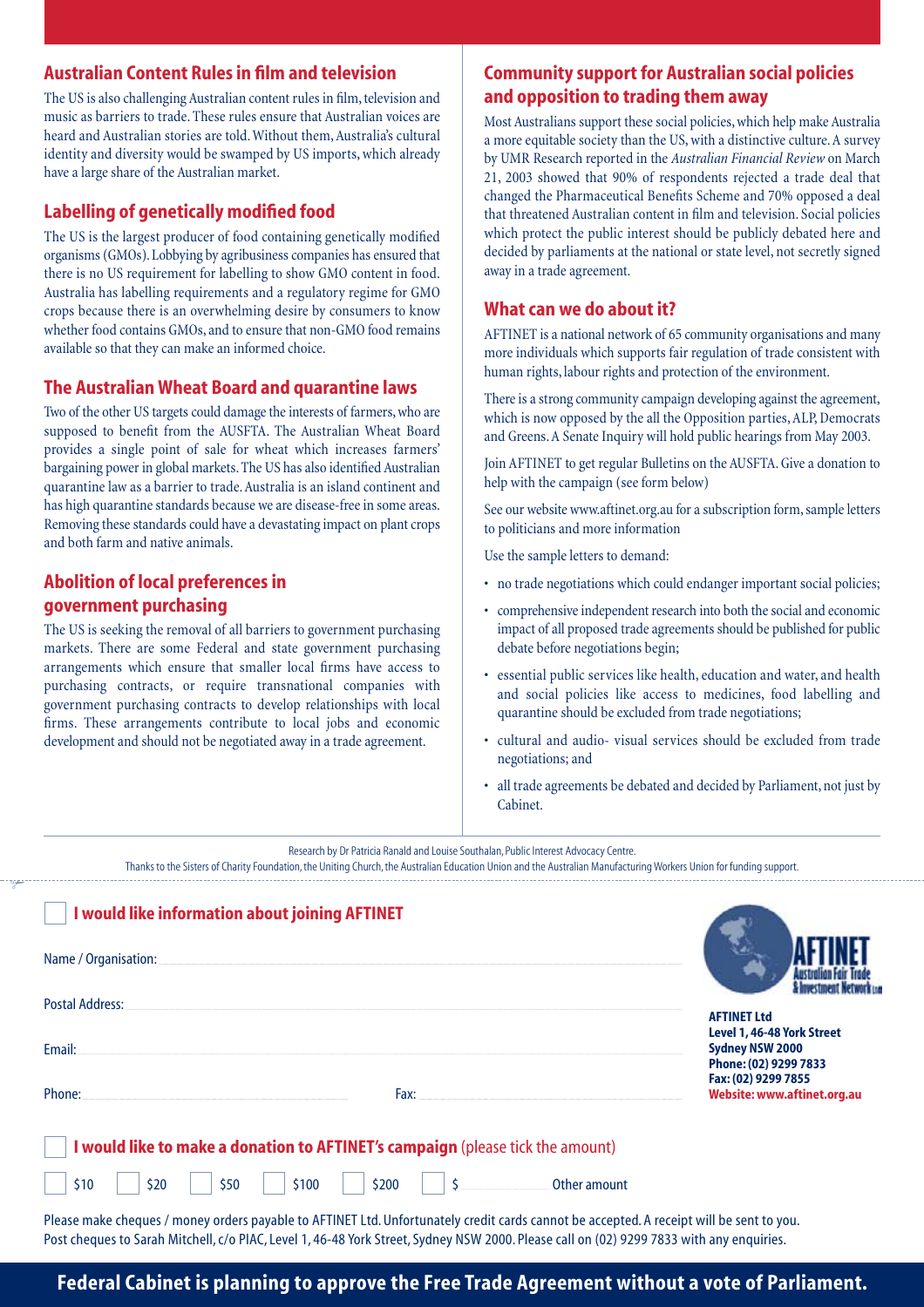## Australian Content Rules in film and television

The US is also challenging Australian content rules in film, television and music as barriers to trade. These rules ensure that Australian voices are heard and Australian stories are told. Without them, Australia's cultural identity and diversity would be swamped by US imports, which already have a large share of the Australian market.

## Labelling of genetically modified food

The US is the largest producer of food containing genetically modified organisms (GMOs). Lobbying by agribusiness companies has ensured that there is no US requirement for labelling to show GMO content in food. Australia has labelling requirements and a regulatory regime for GMO crops because there is an overwhelming desire by consumers to know whether food contains GMOs, and to ensure that non-GMO food remains available so that they can make an informed choice.

## The Australian Wheat Board and quarantine laws

Two of the other US targets could damage the interests of farmers, who are supposed to benefit from the AUSFTA. The Australian Wheat Board provides a single point of sale for wheat which increases farmers' bargaining power in global markets. The US has also identified Australian quarantine law as a barrier to trade. Australia is an island continent and has high quarantine standards because we are disease-free in some areas. Removing these standards could have a devastating impact on plant crops and both farm and native animals.

## Abolition of local preferences in government purchasing

The US is seeking the removal of all barriers to government purchasing markets. There are some Federal and state government purchasing arrangements which ensure that smaller local firms have access to purchasing contracts, or require transnational companies with government purchasing contracts to develop relationships with local firms. These arrangements contribute to local jobs and economic development and should not be negotiated away in a trade agreement.

## Community support for Australian social policies and opposition to trading them away

Most Australians support these social policies, which help make Australia a more equitable society than the US, with a distinctive culture. A survey by UMR Research reported in the *Australian Financial Review* on March 21, 2003 showed that 90% of respondents rejected a trade deal that changed the Pharmaceutical Benefits Scheme and 70% opposed a deal that threatened Australian content in film and television. Social policies which protect the public interest should be publicly debated here and decided by parliaments at the national or state level, not secretly signed away in a trade agreement.

## What can we do about it?

AFTINET is a national network of 65 community organisations and many more individuals which supports fair regulation of trade consistent with human rights, labour rights and protection of the environment.

There is a strong community campaign developing against the agreement, which is now opposed by the all the Opposition parties, ALP, Democrats and Greens. A Senate Inquiry will hold public hearings from May 2003.

Join AFTINET to get regular Bulletins on the AUSFTA. Give a donation to help with the campaign (see form below)

See our website www.aftinet.org.au for a subscription form, sample letters to politicians and more information

Use the sample letters to demand:

- no trade negotiations which could endanger important social policies;
- comprehensive independent research into both the social and economic impact of all proposed trade agreements should be published for public debate before negotiations begin;
- essential public services like health, education and water, and health and social policies like access to medicines, food labelling and quarantine should be excluded from trade negotiations;
- cultural and audio- visual services should be excluded from trade negotiations; and
- all trade agreements be debated and decided by Parliament, not just by Cabinet.

Research by Dr Patricia Ranald and Louise Southalan, Public Interest Advocacy Centre.
Thanks to the Sisters of Charity Foundation, the Uniting Church, the Australian Education Union and the Australian Manufacturing Workers Union for funding support.

---

☐ **I would like information about joining AFTINET**

Name / Organisation: ____________________

Postal Address: ____________________

Email: ____________________

Phone: ____________________ Fax: ____________________

AFTINET Australian Fair Trade & Investment Network Ltd

**AFTINET Ltd**
**Level 1, 46-48 York Street**
**Sydney NSW 2000**
**Phone: (02) 9299 7833**
**Fax: (02) 9299 7855**
**Website: www.aftinet.org.au**

☐ **I would like to make a donation to AFTINET's campaign** (please tick the amount)

☐ $10 ☐ $20 ☐ $50 ☐ $100 ☐ $200 ☐ $ ________ Other amount

Please make cheques / money orders payable to AFTINET Ltd. Unfortunately credit cards cannot be accepted. A receipt will be sent to you. Post cheques to Sarah Mitchell, c/o PIAC, Level 1, 46-48 York Street, Sydney NSW 2000. Please call on (02) 9299 7833 with any enquiries.

**Federal Cabinet is planning to approve the Free Trade Agreement without a vote of Parliament.**